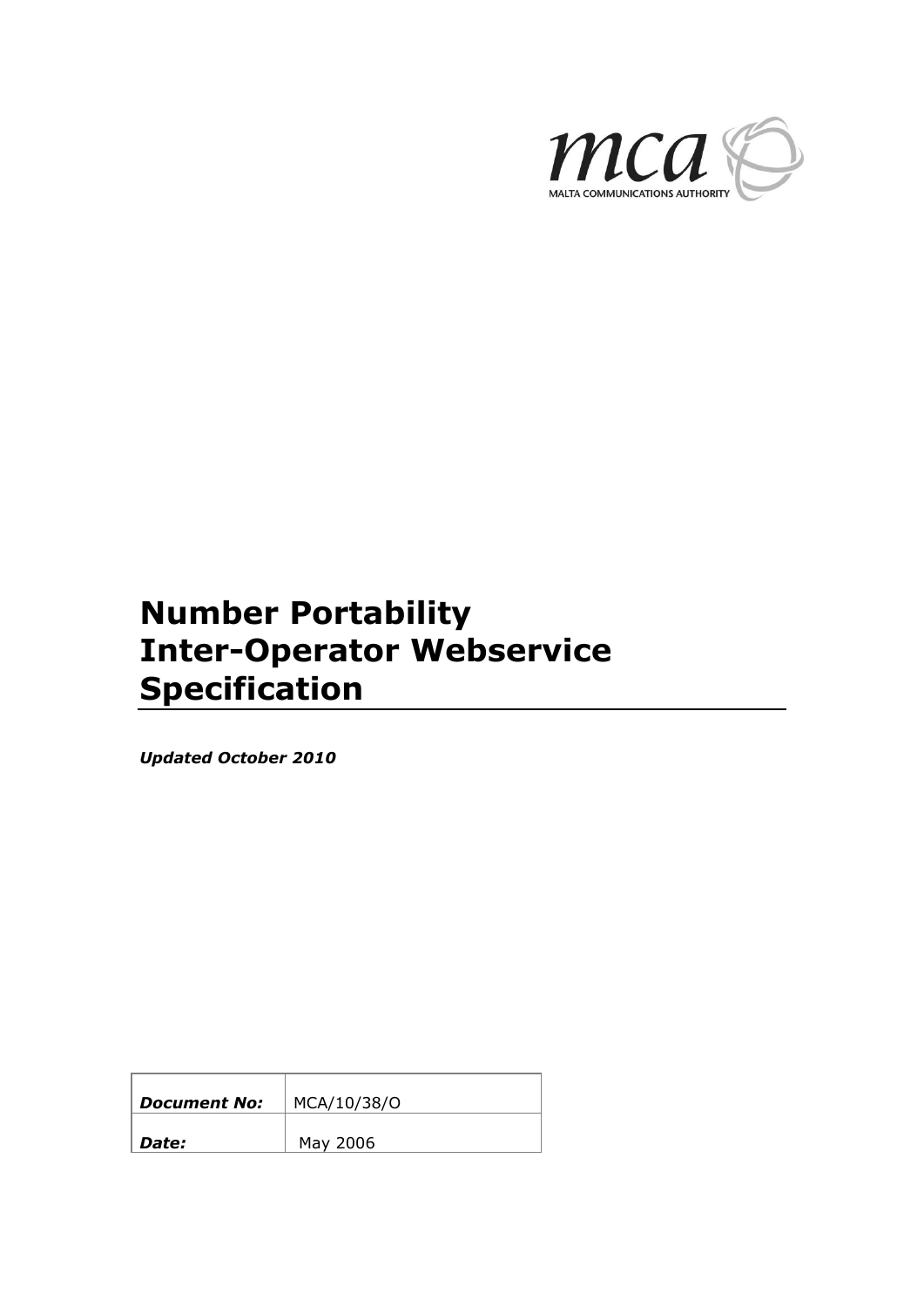mca

MALTA COMMUNICATIONS AUTHORITY

# Number Portability Inter-Operator Webservice Specification

***Updated October 2010***

| | |
|---|---|
| ***Document No:*** | MCA/10/38/O |
| ***Date:*** | May 2006 |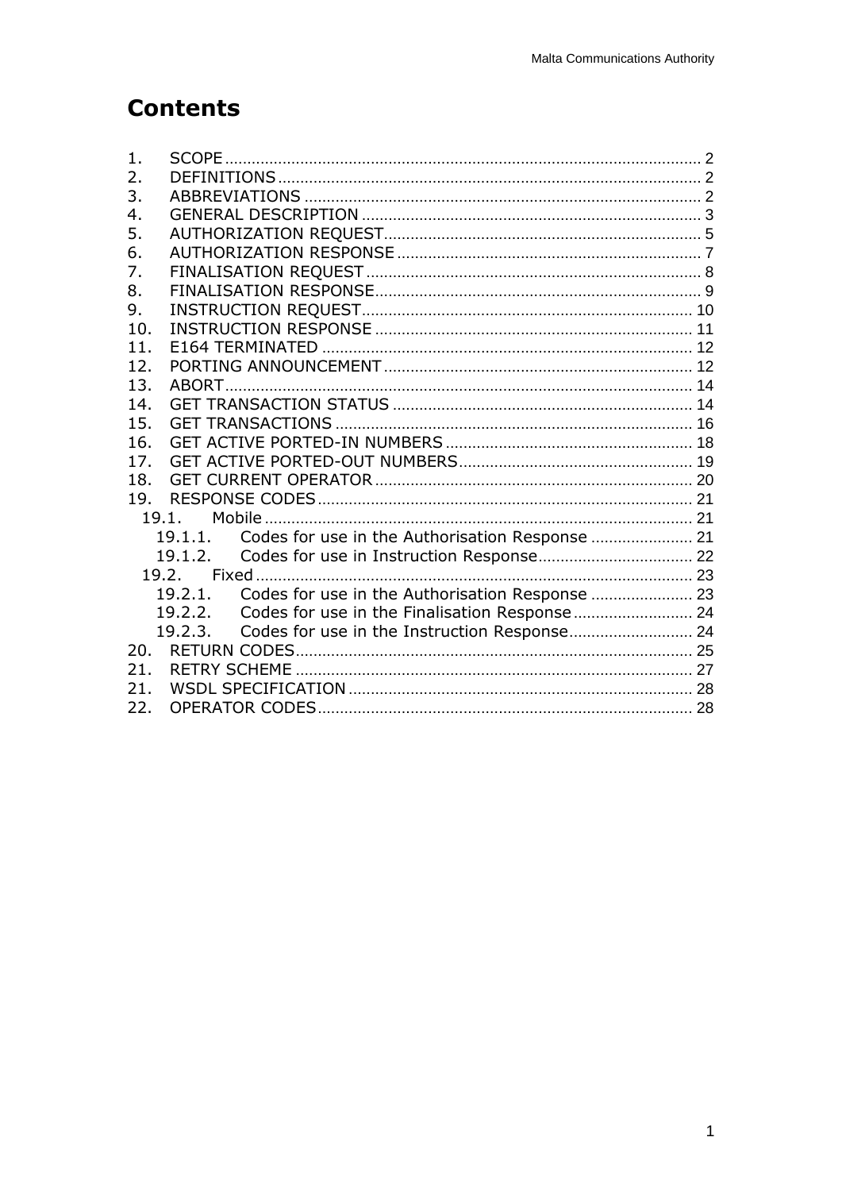# Contents

1. SCOPE ........................................................................................................ 2
2. DEFINITIONS .............................................................................................. 2
3. ABBREVIATIONS ......................................................................................... 2
4. GENERAL DESCRIPTION ............................................................................. 3
5. AUTHORIZATION REQUEST......................................................................... 5
6. AUTHORIZATION RESPONSE ...................................................................... 7
7. FINALISATION REQUEST ............................................................................ 8
8. FINALISATION RESPONSE........................................................................... 9
9. INSTRUCTION REQUEST............................................................................ 10
10. INSTRUCTION RESPONSE ......................................................................... 11
11. E164 TERMINATED .................................................................................... 12
12. PORTING ANNOUNCEMENT ........................................................................ 12
13. ABORT......................................................................................................... 14
14. GET TRANSACTION STATUS ...................................................................... 14
15. GET TRANSACTIONS .................................................................................. 16
16. GET ACTIVE PORTED-IN NUMBERS ........................................................... 18
17. GET ACTIVE PORTED-OUT NUMBERS......................................................... 19
18. GET CURRENT OPERATOR .......................................................................... 20
19. RESPONSE CODES ...................................................................................... 21
    - 19.1. Mobile ................................................................................................. 21
        - 19.1.1. Codes for use in the Authorisation Response ....................... 21
        - 19.1.2. Codes for use in Instruction Response.................................. 22
    - 19.2. Fixed ................................................................................................... 23
        - 19.2.1. Codes for use in the Authorisation Response ....................... 23
        - 19.2.2. Codes for use in the Finalisation Response........................... 24
        - 19.2.3. Codes for use in the Instruction Response............................ 24
20. RETURN CODES........................................................................................... 25
21. RETRY SCHEME ........................................................................................... 27
21. WSDL SPECIFICATION ............................................................................... 28
22. OPERATOR CODES ...................................................................................... 28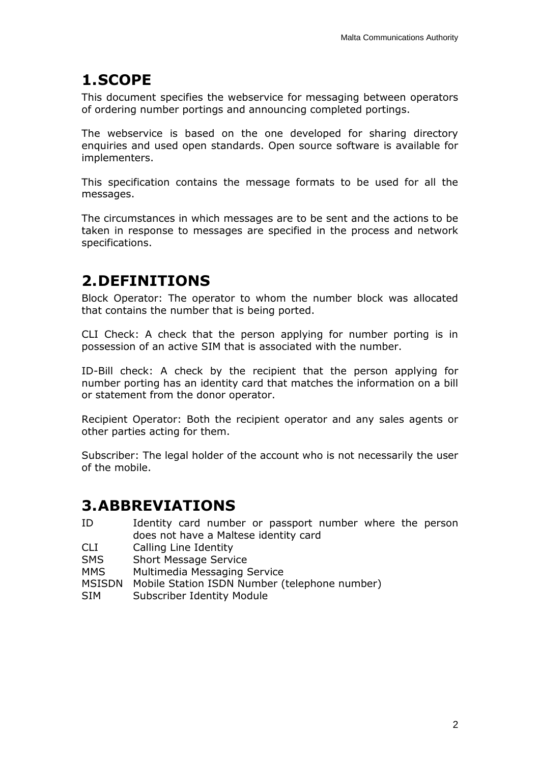# 1. SCOPE

This document specifies the webservice for messaging between operators of ordering number portings and announcing completed portings.

The webservice is based on the one developed for sharing directory enquiries and used open standards. Open source software is available for implementers.

This specification contains the message formats to be used for all the messages.

The circumstances in which messages are to be sent and the actions to be taken in response to messages are specified in the process and network specifications.

# 2. DEFINITIONS

Block Operator: The operator to whom the number block was allocated that contains the number that is being ported.

CLI Check: A check that the person applying for number porting is in possession of an active SIM that is associated with the number.

ID-Bill check: A check by the recipient that the person applying for number porting has an identity card that matches the information on a bill or statement from the donor operator.

Recipient Operator: Both the recipient operator and any sales agents or other parties acting for them.

Subscriber: The legal holder of the account who is not necessarily the user of the mobile.

# 3. ABBREVIATIONS

| | |
|---|---|
| ID | Identity card number or passport number where the person does not have a Maltese identity card |
| CLI | Calling Line Identity |
| SMS | Short Message Service |
| MMS | Multimedia Messaging Service |
| MSISDN | Mobile Station ISDN Number (telephone number) |
| SIM | Subscriber Identity Module |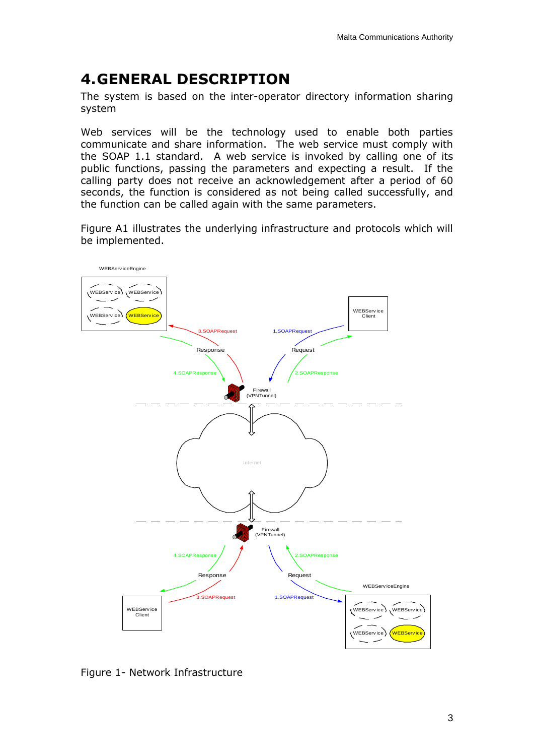# 4. GENERAL DESCRIPTION

The system is based on the inter-operator directory information sharing system

Web services will be the technology used to enable both parties communicate and share information. The web service must comply with the SOAP 1.1 standard. A web service is invoked by calling one of its public functions, passing the parameters and expecting a result. If the calling party does not receive an acknowledgement after a period of 60 seconds, the function is considered as not being called successfully, and the function can be called again with the same parameters.

Figure A1 illustrates the underlying infrastructure and protocols which will be implemented.

Figure 1- Network Infrastructure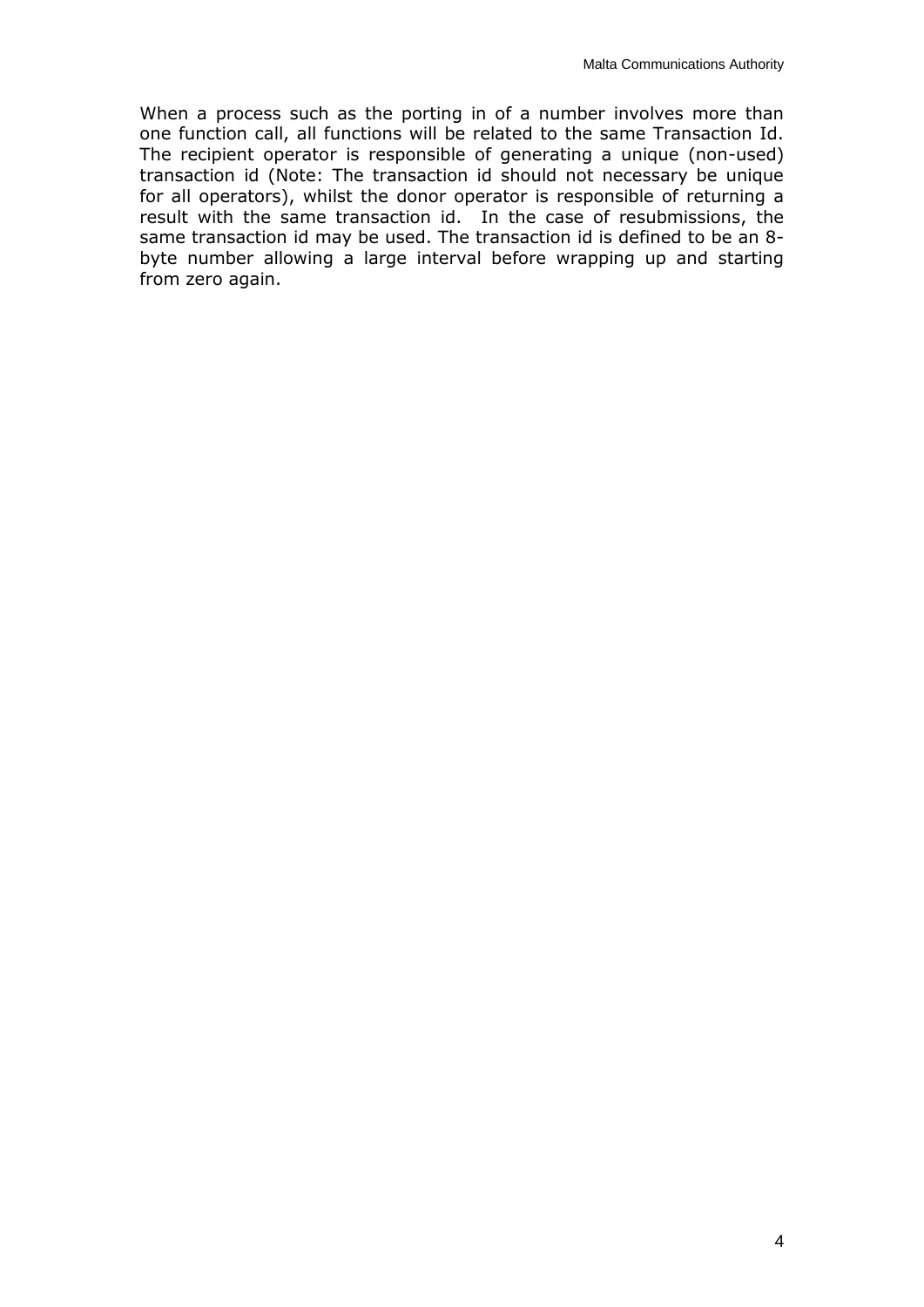When a process such as the porting in of a number involves more than one function call, all functions will be related to the same Transaction Id. The recipient operator is responsible of generating a unique (non-used) transaction id (Note: The transaction id should not necessary be unique for all operators), whilst the donor operator is responsible of returning a result with the same transaction id. In the case of resubmissions, the same transaction id may be used. The transaction id is defined to be an 8-byte number allowing a large interval before wrapping up and starting from zero again.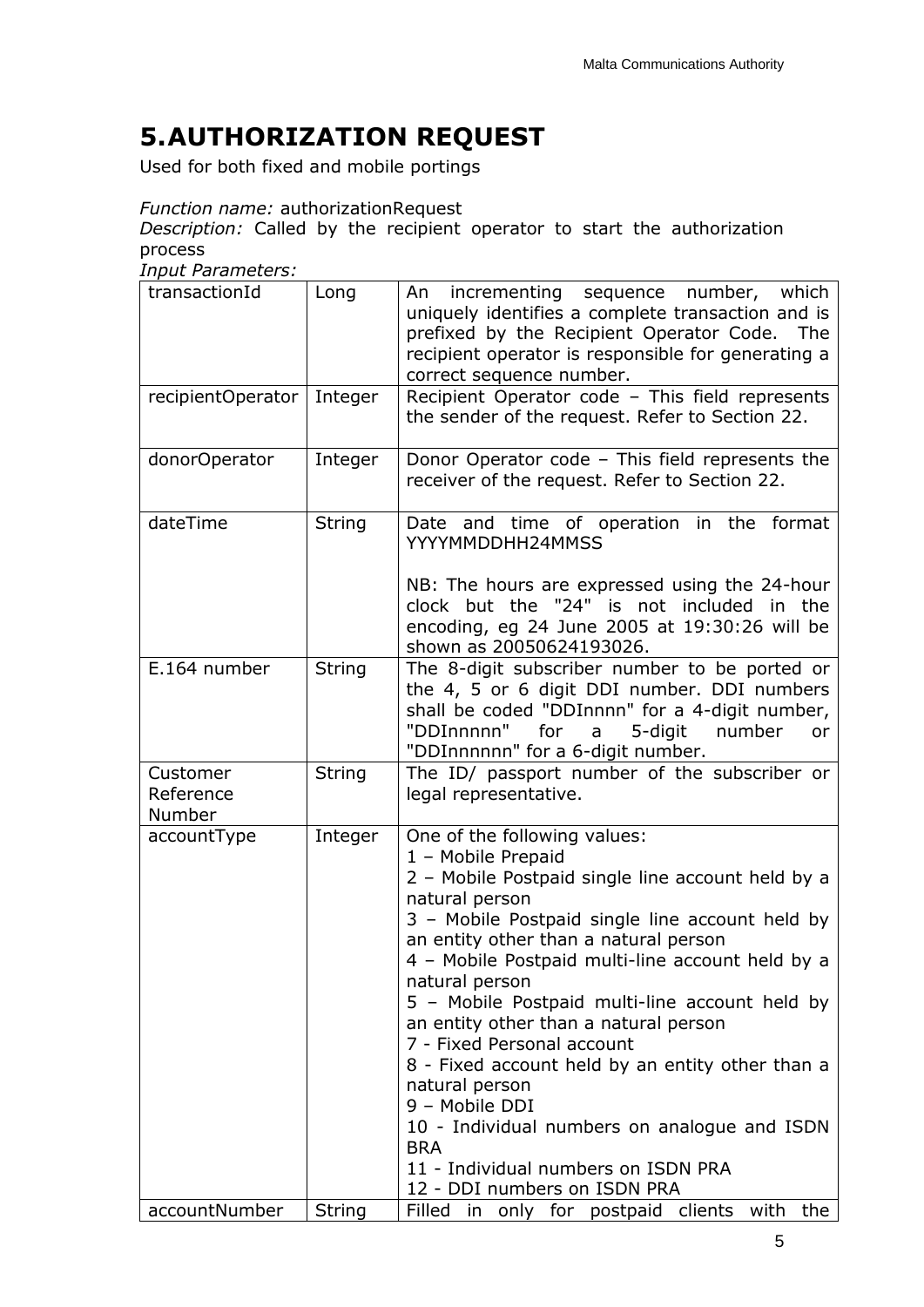# 5. AUTHORIZATION REQUEST

Used for both fixed and mobile portings

*Function name:* authorizationRequest
*Description:* Called by the recipient operator to start the authorization process
*Input Parameters:*

| | | |
|---|---|---|
| transactionId | Long | An incrementing sequence number, which uniquely identifies a complete transaction and is prefixed by the Recipient Operator Code. The recipient operator is responsible for generating a correct sequence number. |
| recipientOperator | Integer | Recipient Operator code – This field represents the sender of the request. Refer to Section 22. |
| donorOperator | Integer | Donor Operator code – This field represents the receiver of the request. Refer to Section 22. |
| dateTime | String | Date and time of operation in the format YYYYMMDDHH24MMSS<br><br>NB: The hours are expressed using the 24-hour clock but the "24" is not included in the encoding, eg 24 June 2005 at 19:30:26 will be shown as 20050624193026. |
| E.164 number | String | The 8-digit subscriber number to be ported or the 4, 5 or 6 digit DDI number. DDI numbers shall be coded "DDInnnn" for a 4-digit number, "DDInnnnn" for a 5-digit number or "DDInnnnnn" for a 6-digit number. |
| Customer Reference Number | String | The ID/ passport number of the subscriber or legal representative. |
| accountType | Integer | One of the following values:<br>1 – Mobile Prepaid<br>2 – Mobile Postpaid single line account held by a natural person<br>3 – Mobile Postpaid single line account held by an entity other than a natural person<br>4 – Mobile Postpaid multi-line account held by a natural person<br>5 – Mobile Postpaid multi-line account held by an entity other than a natural person<br>7 - Fixed Personal account<br>8 - Fixed account held by an entity other than a natural person<br>9 – Mobile DDI<br>10 - Individual numbers on analogue and ISDN BRA<br>11 - Individual numbers on ISDN PRA<br>12 - DDI numbers on ISDN PRA |
| accountNumber | String | Filled in only for postpaid clients with the |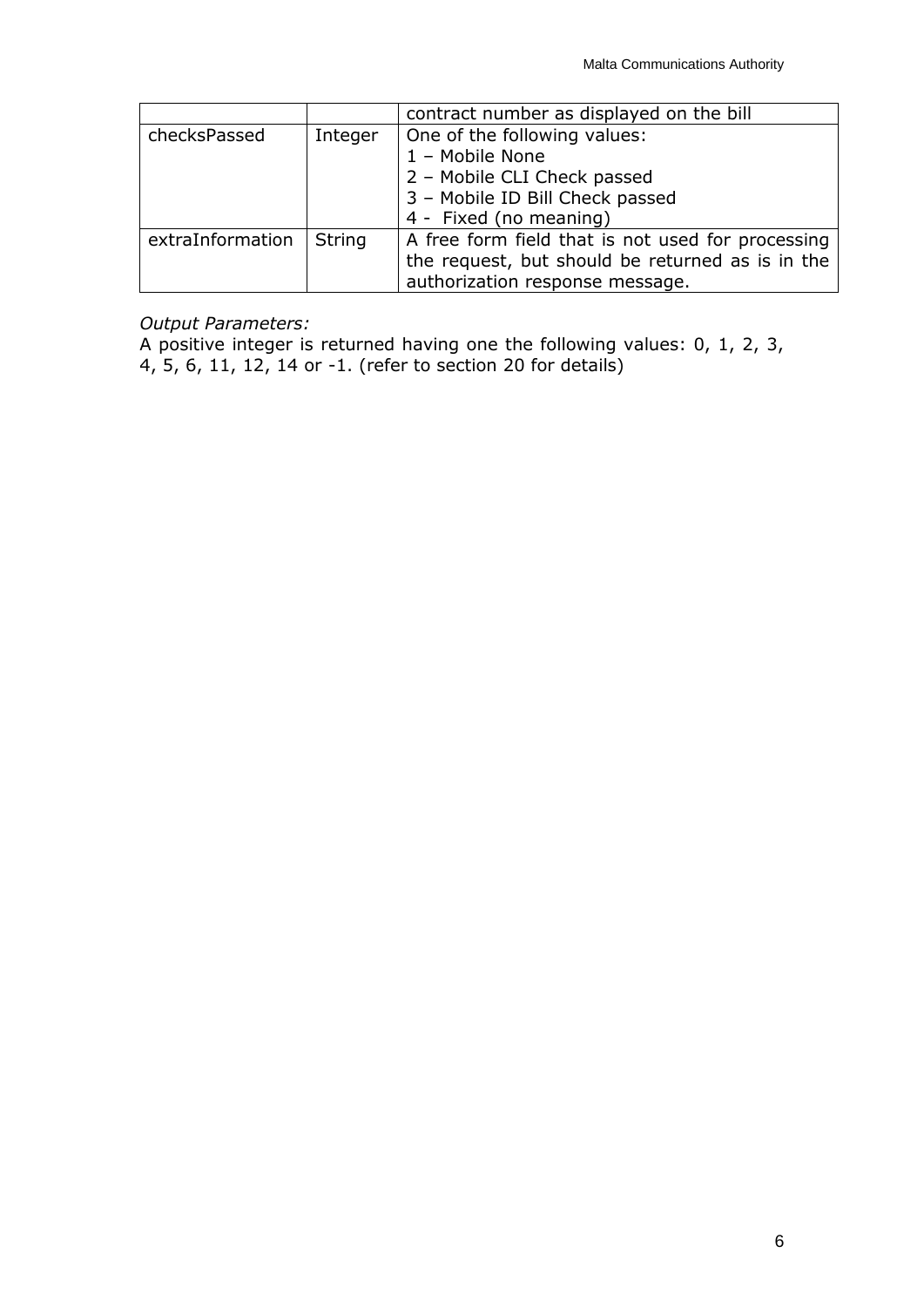| | | contract number as displayed on the bill |
|---|---|---|
| checksPassed | Integer | One of the following values:<br>1 – Mobile None<br>2 – Mobile CLI Check passed<br>3 – Mobile ID Bill Check passed<br>4 - Fixed (no meaning) |
| extraInformation | String | A free form field that is not used for processing the request, but should be returned as is in the authorization response message. |

*Output Parameters:*

A positive integer is returned having one the following values: 0, 1, 2, 3, 4, 5, 6, 11, 12, 14 or -1. (refer to section 20 for details)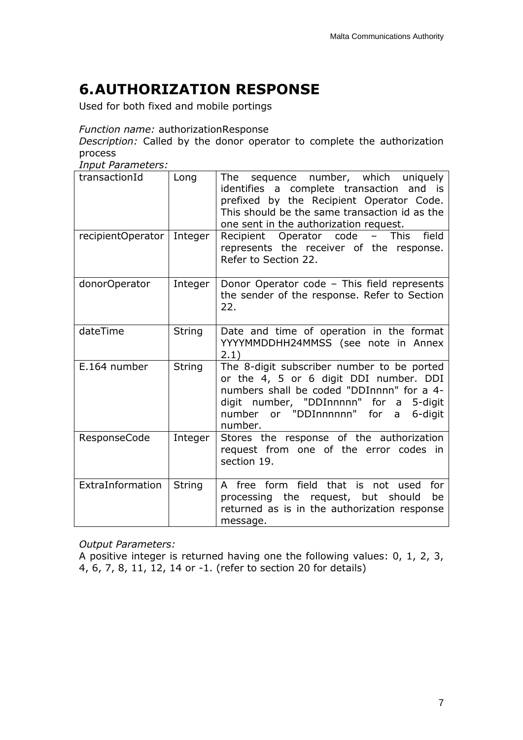# 6. AUTHORIZATION RESPONSE

Used for both fixed and mobile portings

*Function name:* authorizationResponse
*Description:* Called by the donor operator to complete the authorization process
*Input Parameters:*

| | | |
|---|---|---|
| transactionId | Long | The sequence number, which uniquely identifies a complete transaction and is prefixed by the Recipient Operator Code. This should be the same transaction id as the one sent in the authorization request. |
| recipientOperator | Integer | Recipient Operator code – This field represents the receiver of the response. Refer to Section 22. |
| donorOperator | Integer | Donor Operator code – This field represents the sender of the response. Refer to Section 22. |
| dateTime | String | Date and time of operation in the format YYYYMMDDHH24MMSS (see note in Annex 2.1) |
| E.164 number | String | The 8-digit subscriber number to be ported or the 4, 5 or 6 digit DDI number. DDI numbers shall be coded "DDInnnn" for a 4-digit number, "DDInnnnn" for a 5-digit number or "DDInnnnnn" for a 6-digit number. |
| ResponseCode | Integer | Stores the response of the authorization request from one of the error codes in section 19. |
| ExtraInformation | String | A free form field that is not used for processing the request, but should be returned as is in the authorization response message. |

*Output Parameters:*
A positive integer is returned having one the following values: 0, 1, 2, 3, 4, 6, 7, 8, 11, 12, 14 or -1. (refer to section 20 for details)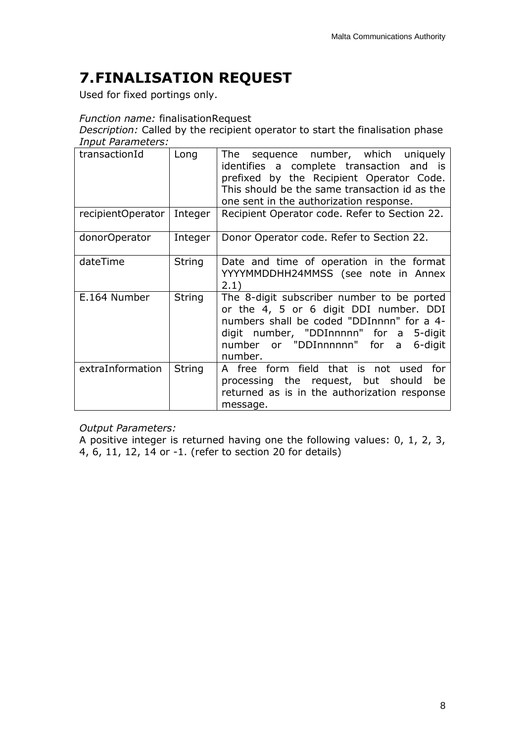# 7. FINALISATION REQUEST

Used for fixed portings only.

*Function name:* finalisationRequest
*Description:* Called by the recipient operator to start the finalisation phase
*Input Parameters:*

| | | |
|---|---|---|
| transactionId | Long | The sequence number, which uniquely identifies a complete transaction and is prefixed by the Recipient Operator Code. This should be the same transaction id as the one sent in the authorization response. |
| recipientOperator | Integer | Recipient Operator code. Refer to Section 22. |
| donorOperator | Integer | Donor Operator code. Refer to Section 22. |
| dateTime | String | Date and time of operation in the format YYYYMMDDHH24MMSS (see note in Annex 2.1) |
| E.164 Number | String | The 8-digit subscriber number to be ported or the 4, 5 or 6 digit DDI number. DDI numbers shall be coded "DDInnnn" for a 4-digit number, "DDInnnnn" for a 5-digit number or "DDInnnnnn" for a 6-digit number. |
| extraInformation | String | A free form field that is not used for processing the request, but should be returned as is in the authorization response message. |

*Output Parameters:*
A positive integer is returned having one the following values: 0, 1, 2, 3, 4, 6, 11, 12, 14 or -1. (refer to section 20 for details)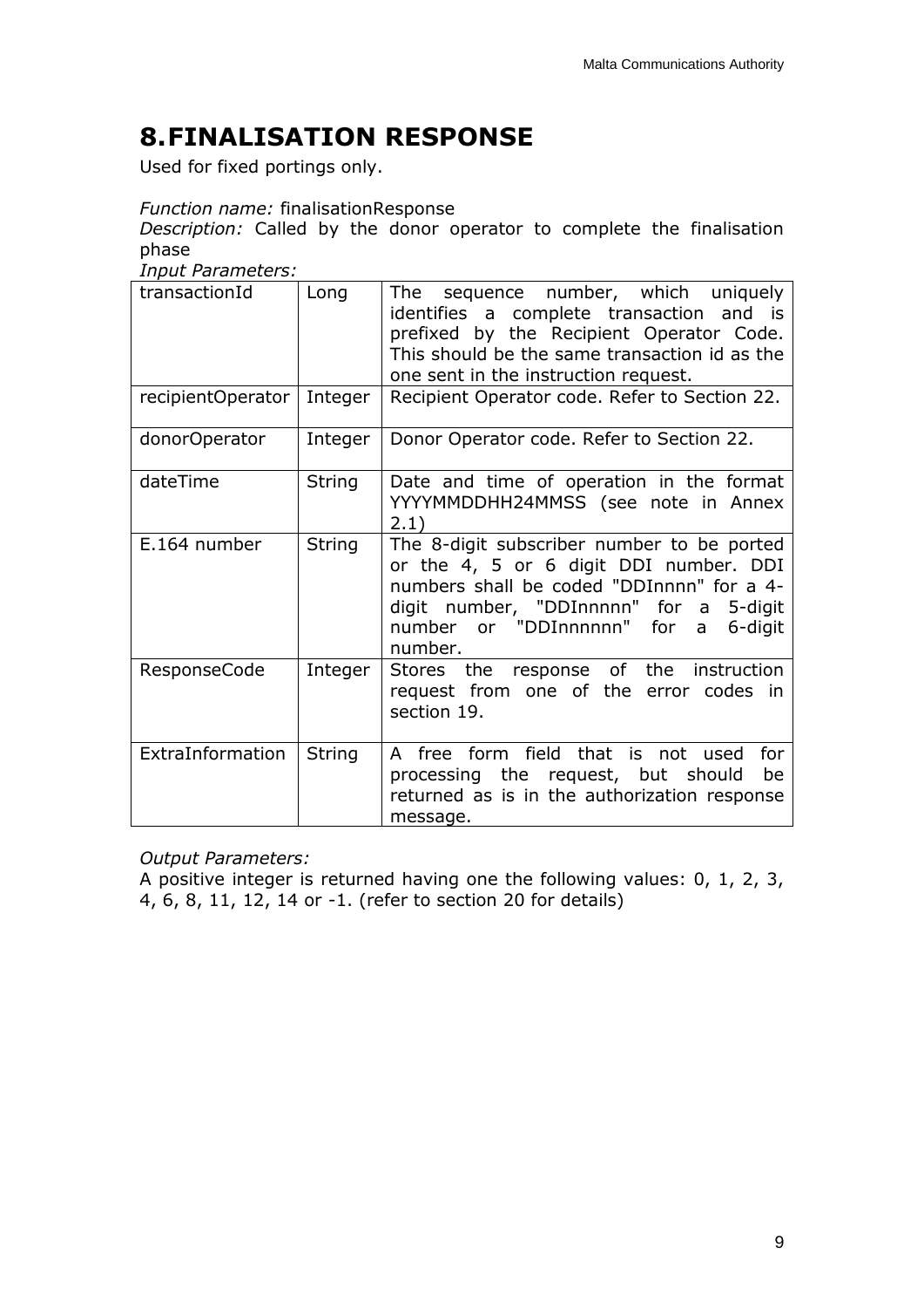# 8. FINALISATION RESPONSE

Used for fixed portings only.

*Function name:* finalisationResponse

*Description:* Called by the donor operator to complete the finalisation phase

*Input Parameters:*

| | | |
|---|---|---|
| transactionId | Long | The sequence number, which uniquely identifies a complete transaction and is prefixed by the Recipient Operator Code. This should be the same transaction id as the one sent in the instruction request. |
| recipientOperator | Integer | Recipient Operator code. Refer to Section 22. |
| donorOperator | Integer | Donor Operator code. Refer to Section 22. |
| dateTime | String | Date and time of operation in the format YYYYMMDDHH24MMSS (see note in Annex 2.1) |
| E.164 number | String | The 8-digit subscriber number to be ported or the 4, 5 or 6 digit DDI number. DDI numbers shall be coded "DDInnnn" for a 4-digit number, "DDInnnnn" for a 5-digit number or "DDInnnnnn" for a 6-digit number. |
| ResponseCode | Integer | Stores the response of the instruction request from one of the error codes in section 19. |
| ExtraInformation | String | A free form field that is not used for processing the request, but should be returned as is in the authorization response message. |

*Output Parameters:*

A positive integer is returned having one the following values: 0, 1, 2, 3, 4, 6, 8, 11, 12, 14 or -1. (refer to section 20 for details)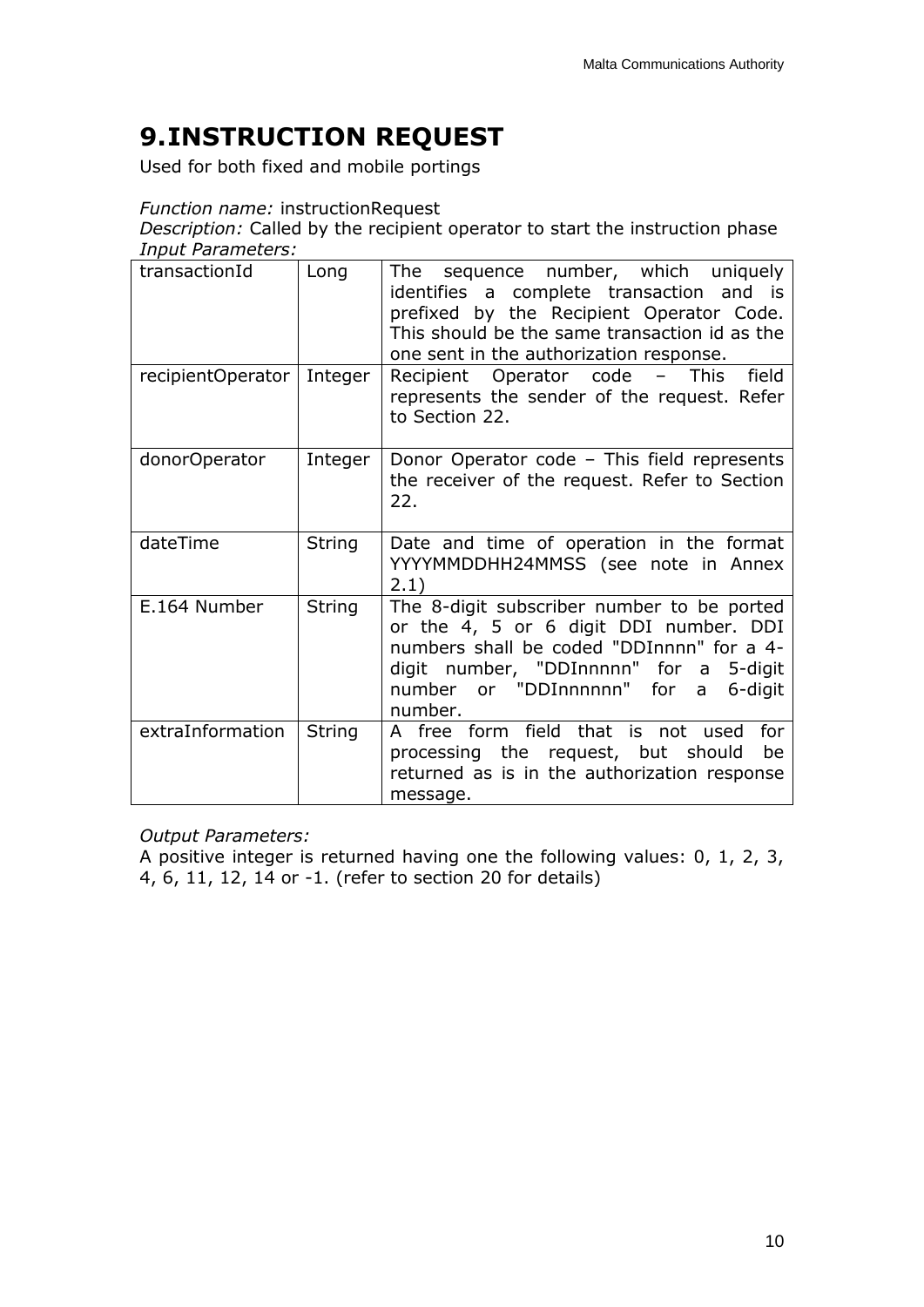# 9. INSTRUCTION REQUEST

Used for both fixed and mobile portings

*Function name:* instructionRequest
*Description:* Called by the recipient operator to start the instruction phase
*Input Parameters:*

| transactionId | Long | The sequence number, which uniquely identifies a complete transaction and is prefixed by the Recipient Operator Code. This should be the same transaction id as the one sent in the authorization response. |
|---|---|---|
| recipientOperator | Integer | Recipient Operator code – This field represents the sender of the request. Refer to Section 22. |
| donorOperator | Integer | Donor Operator code – This field represents the receiver of the request. Refer to Section 22. |
| dateTime | String | Date and time of operation in the format YYYYMMDDHH24MMSS (see note in Annex 2.1) |
| E.164 Number | String | The 8-digit subscriber number to be ported or the 4, 5 or 6 digit DDI number. DDI numbers shall be coded "DDInnnn" for a 4-digit number, "DDInnnnn" for a 5-digit number or "DDInnnnnn" for a 6-digit number. |
| extraInformation | String | A free form field that is not used for processing the request, but should be returned as is in the authorization response message. |

*Output Parameters:*
A positive integer is returned having one the following values: 0, 1, 2, 3, 4, 6, 11, 12, 14 or -1. (refer to section 20 for details)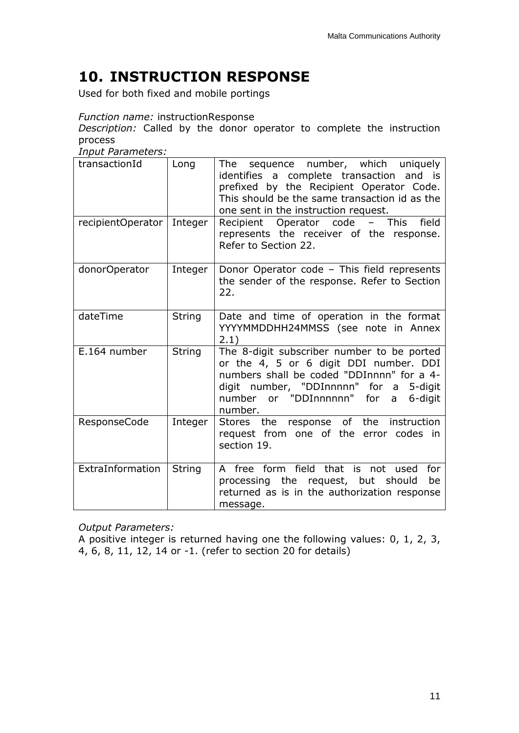# 10. INSTRUCTION RESPONSE

Used for both fixed and mobile portings

*Function name:* instructionResponse

*Description:* Called by the donor operator to complete the instruction process

*Input Parameters:*

| | | |
|---|---|---|
| transactionId | Long | The sequence number, which uniquely identifies a complete transaction and is prefixed by the Recipient Operator Code. This should be the same transaction id as the one sent in the instruction request. |
| recipientOperator | Integer | Recipient Operator code – This field represents the receiver of the response. Refer to Section 22. |
| donorOperator | Integer | Donor Operator code – This field represents the sender of the response. Refer to Section 22. |
| dateTime | String | Date and time of operation in the format YYYYMMDDHH24MMSS (see note in Annex 2.1) |
| E.164 number | String | The 8-digit subscriber number to be ported or the 4, 5 or 6 digit DDI number. DDI numbers shall be coded "DDInnnn" for a 4-digit number, "DDInnnnn" for a 5-digit number or "DDInnnnnn" for a 6-digit number. |
| ResponseCode | Integer | Stores the response of the instruction request from one of the error codes in section 19. |
| ExtraInformation | String | A free form field that is not used for processing the request, but should be returned as is in the authorization response message. |

*Output Parameters:*

A positive integer is returned having one the following values: 0, 1, 2, 3, 4, 6, 8, 11, 12, 14 or -1. (refer to section 20 for details)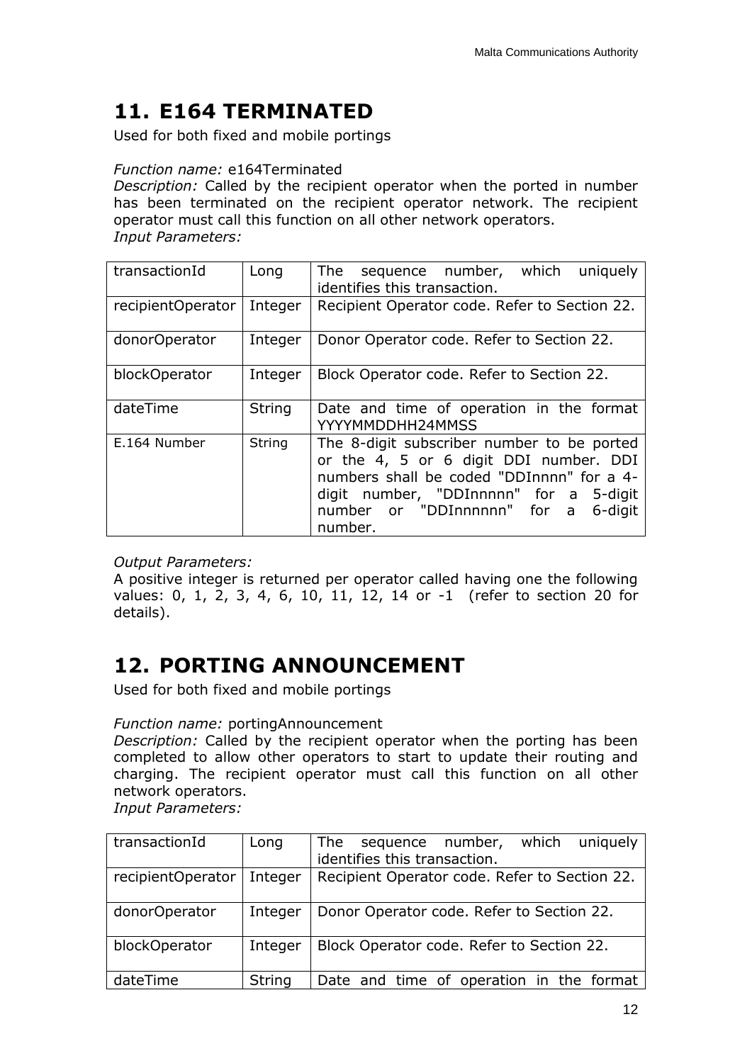# 11. E164 TERMINATED

Used for both fixed and mobile portings

*Function name:* e164Terminated
*Description:* Called by the recipient operator when the ported in number has been terminated on the recipient operator network. The recipient operator must call this function on all other network operators.
*Input Parameters:*

| transactionId | Long | The sequence number, which uniquely identifies this transaction. |
|---|---|---|
| recipientOperator | Integer | Recipient Operator code. Refer to Section 22. |
| donorOperator | Integer | Donor Operator code. Refer to Section 22. |
| blockOperator | Integer | Block Operator code. Refer to Section 22. |
| dateTime | String | Date and time of operation in the format YYYYMMDDHH24MMSS |
| E.164 Number | String | The 8-digit subscriber number to be ported or the 4, 5 or 6 digit DDI number. DDI numbers shall be coded "DDInnnn" for a 4-digit number, "DDInnnnn" for a 5-digit number or "DDInnnnnn" for a 6-digit number. |

*Output Parameters:*
A positive integer is returned per operator called having one the following values: 0, 1, 2, 3, 4, 6, 10, 11, 12, 14 or -1 (refer to section 20 for details).

# 12. PORTING ANNOUNCEMENT

Used for both fixed and mobile portings

*Function name:* portingAnnouncement
*Description:* Called by the recipient operator when the porting has been completed to allow other operators to start to update their routing and charging. The recipient operator must call this function on all other network operators.
*Input Parameters:*

| transactionId | Long | The sequence number, which uniquely identifies this transaction. |
|---|---|---|
| recipientOperator | Integer | Recipient Operator code. Refer to Section 22. |
| donorOperator | Integer | Donor Operator code. Refer to Section 22. |
| blockOperator | Integer | Block Operator code. Refer to Section 22. |
| dateTime | String | Date and time of operation in the format |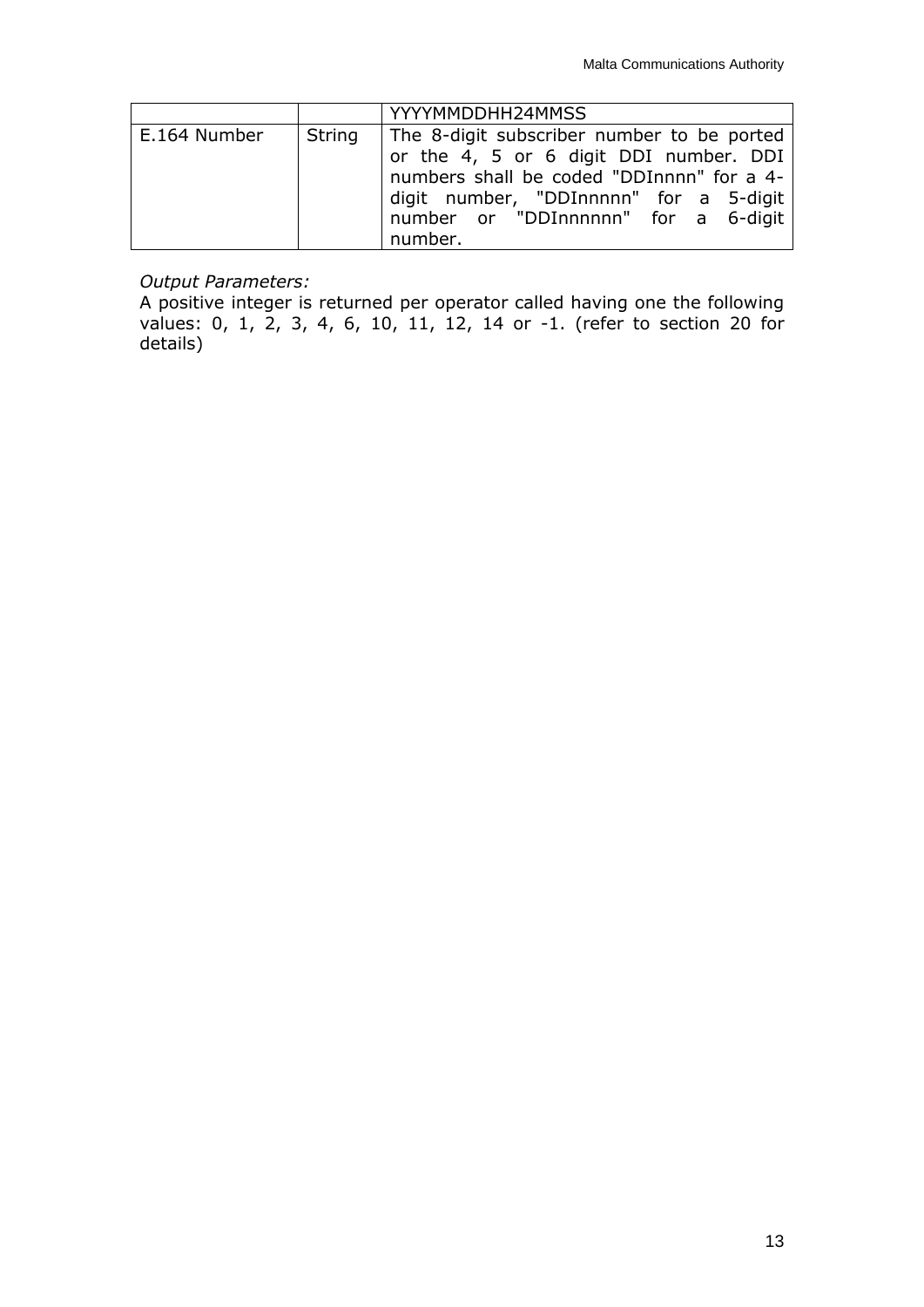| | | YYYYMMDDHH24MMSS |
|---|---|---|
| E.164 Number | String | The 8-digit subscriber number to be ported or the 4, 5 or 6 digit DDI number. DDI numbers shall be coded "DDInnnn" for a 4-digit number, "DDInnnnn" for a 5-digit number or "DDInnnnnn" for a 6-digit number. |

*Output Parameters:*

A positive integer is returned per operator called having one the following values: 0, 1, 2, 3, 4, 6, 10, 11, 12, 14 or -1. (refer to section 20 for details)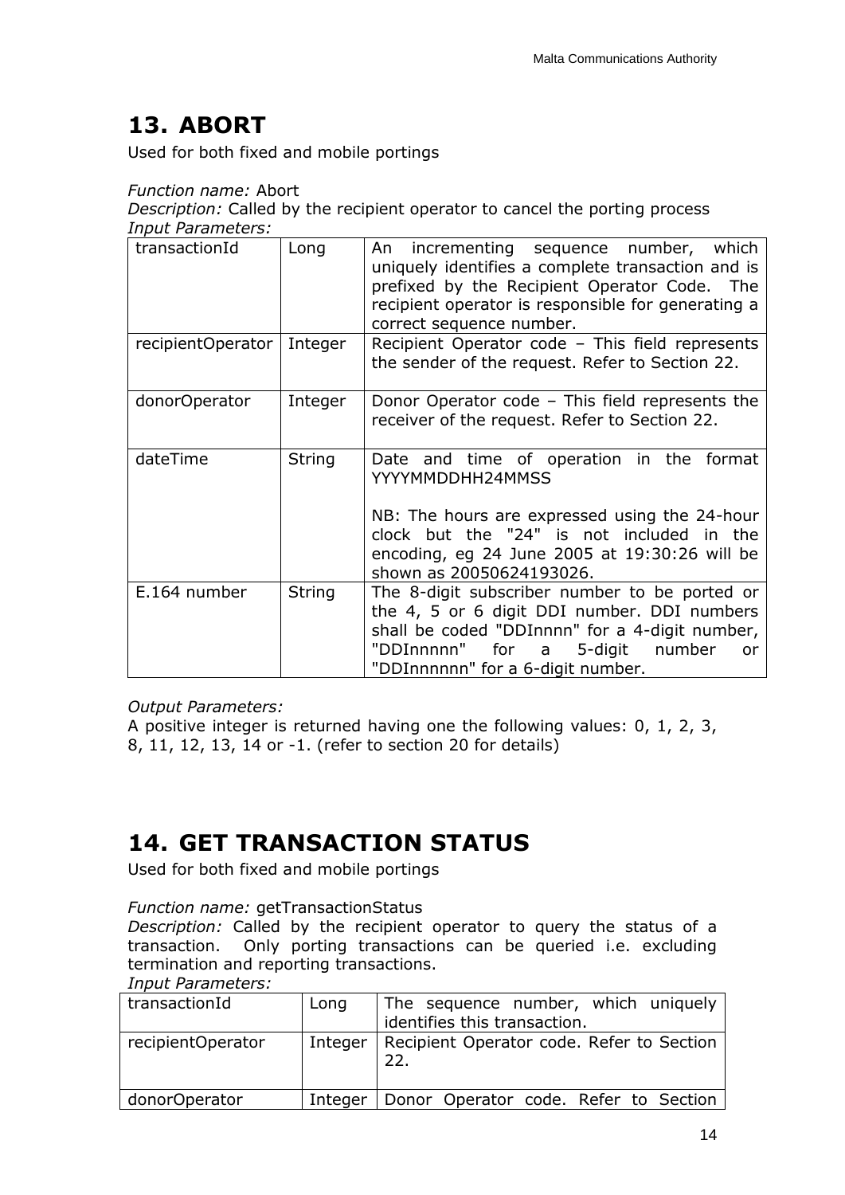## 13. ABORT

Used for both fixed and mobile portings

*Function name:* Abort
*Description:* Called by the recipient operator to cancel the porting process
*Input Parameters:*

| | | |
|---|---|---|
| transactionId | Long | An incrementing sequence number, which uniquely identifies a complete transaction and is prefixed by the Recipient Operator Code. The recipient operator is responsible for generating a correct sequence number. |
| recipientOperator | Integer | Recipient Operator code – This field represents the sender of the request. Refer to Section 22. |
| donorOperator | Integer | Donor Operator code – This field represents the receiver of the request. Refer to Section 22. |
| dateTime | String | Date and time of operation in the format YYYYMMDDHH24MMSS<br><br>NB: The hours are expressed using the 24-hour clock but the "24" is not included in the encoding, eg 24 June 2005 at 19:30:26 will be shown as 20050624193026. |
| E.164 number | String | The 8-digit subscriber number to be ported or the 4, 5 or 6 digit DDI number. DDI numbers shall be coded "DDInnnn" for a 4-digit number, "DDInnnnn" for a 5-digit number or "DDInnnnnn" for a 6-digit number. |

*Output Parameters:*
A positive integer is returned having one the following values: 0, 1, 2, 3, 8, 11, 12, 13, 14 or -1. (refer to section 20 for details)

## 14. GET TRANSACTION STATUS

Used for both fixed and mobile portings

*Function name:* getTransactionStatus
*Description:* Called by the recipient operator to query the status of a transaction. Only porting transactions can be queried i.e. excluding termination and reporting transactions.
*Input Parameters:*

| | | |
|---|---|---|
| transactionId | Long | The sequence number, which uniquely identifies this transaction. |
| recipientOperator | Integer | Recipient Operator code. Refer to Section 22. |
| donorOperator | Integer | Donor Operator code. Refer to Section |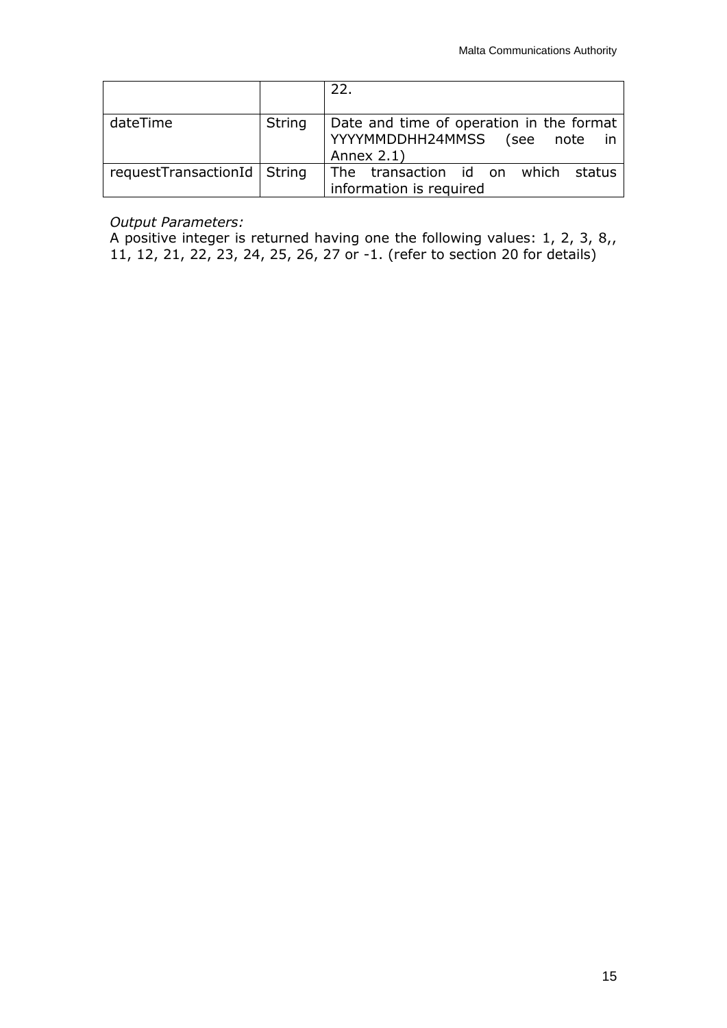| | | 22. |
|---|---|---|
| dateTime | String | Date and time of operation in the format YYYYMMDDHH24MMSS (see note in Annex 2.1) |
| requestTransactionId | String | The transaction id on which status information is required |

*Output Parameters:*

A positive integer is returned having one the following values: 1, 2, 3, 8,, 11, 12, 21, 22, 23, 24, 25, 26, 27 or -1. (refer to section 20 for details)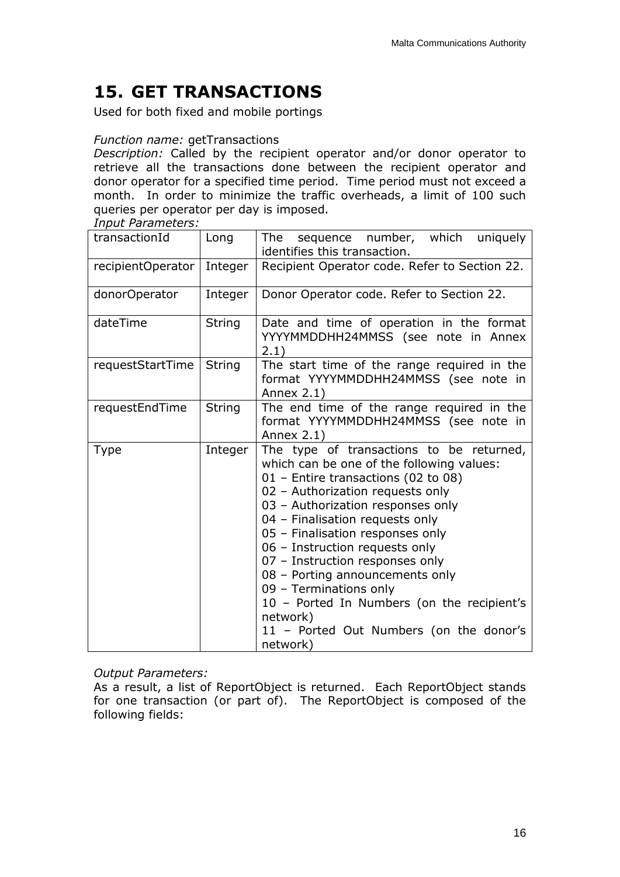# 15. GET TRANSACTIONS

Used for both fixed and mobile portings

*Function name:* getTransactions

*Description:* Called by the recipient operator and/or donor operator to retrieve all the transactions done between the recipient operator and donor operator for a specified time period. Time period must not exceed a month. In order to minimize the traffic overheads, a limit of 100 such queries per operator per day is imposed.

*Input Parameters:*

| | | |
|---|---|---|
| transactionId | Long | The sequence number, which uniquely identifies this transaction. |
| recipientOperator | Integer | Recipient Operator code. Refer to Section 22. |
| donorOperator | Integer | Donor Operator code. Refer to Section 22. |
| dateTime | String | Date and time of operation in the format YYYYMMDDHH24MMSS (see note in Annex 2.1) |
| requestStartTime | String | The start time of the range required in the format YYYYMMDDHH24MMSS (see note in Annex 2.1) |
| requestEndTime | String | The end time of the range required in the format YYYYMMDDHH24MMSS (see note in Annex 2.1) |
| Type | Integer | The type of transactions to be returned, which can be one of the following values:<br>01 – Entire transactions (02 to 08)<br>02 – Authorization requests only<br>03 – Authorization responses only<br>04 – Finalisation requests only<br>05 – Finalisation responses only<br>06 – Instruction requests only<br>07 – Instruction responses only<br>08 – Porting announcements only<br>09 – Terminations only<br>10 – Ported In Numbers (on the recipient's network)<br>11 – Ported Out Numbers (on the donor's network) |

*Output Parameters:*

As a result, a list of ReportObject is returned. Each ReportObject stands for one transaction (or part of). The ReportObject is composed of the following fields: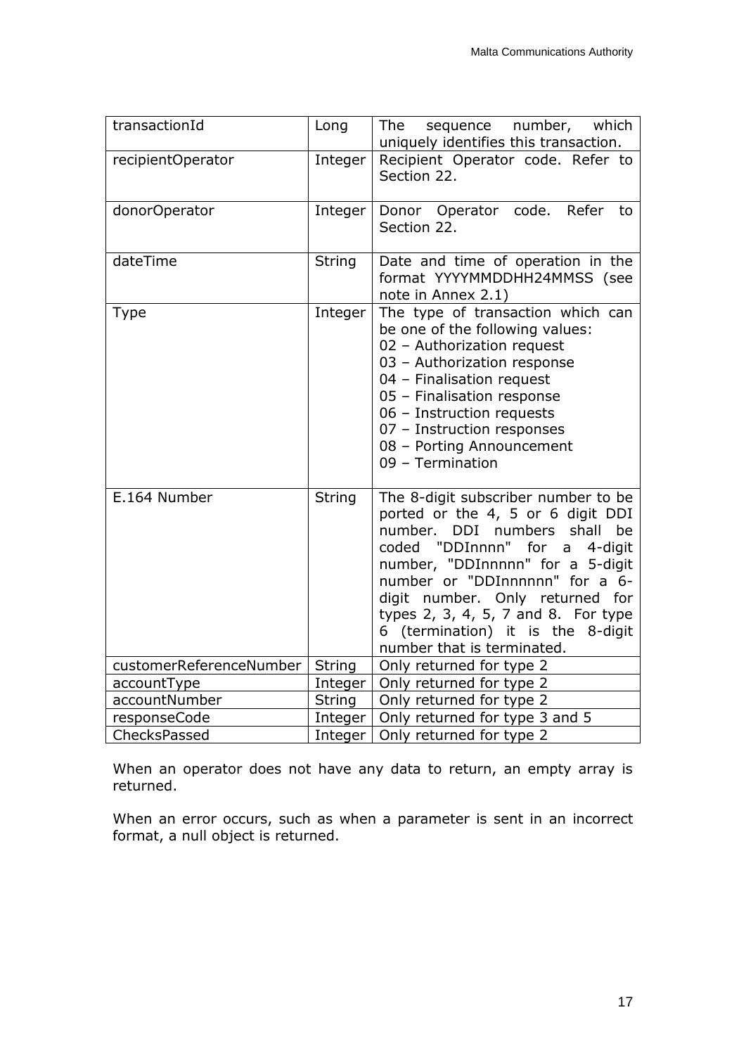| transactionId | Long | The sequence number, which uniquely identifies this transaction. |
|---|---|---|
| recipientOperator | Integer | Recipient Operator code. Refer to Section 22. |
| donorOperator | Integer | Donor Operator code. Refer to Section 22. |
| dateTime | String | Date and time of operation in the format YYYYMMDDHH24MMSS (see note in Annex 2.1) |
| Type | Integer | The type of transaction which can be one of the following values:<br>02 – Authorization request<br>03 – Authorization response<br>04 – Finalisation request<br>05 – Finalisation response<br>06 – Instruction requests<br>07 – Instruction responses<br>08 – Porting Announcement<br>09 – Termination |
| E.164 Number | String | The 8-digit subscriber number to be ported or the 4, 5 or 6 digit DDI number. DDI numbers shall be coded "DDInnnn" for a 4-digit number, "DDInnnnn" for a 5-digit number or "DDInnnnnn" for a 6-digit number. Only returned for types 2, 3, 4, 5, 7 and 8. For type 6 (termination) it is the 8-digit number that is terminated. |
| customerReferenceNumber | String | Only returned for type 2 |
| accountType | Integer | Only returned for type 2 |
| accountNumber | String | Only returned for type 2 |
| responseCode | Integer | Only returned for type 3 and 5 |
| ChecksPassed | Integer | Only returned for type 2 |

When an operator does not have any data to return, an empty array is returned.

When an error occurs, such as when a parameter is sent in an incorrect format, a null object is returned.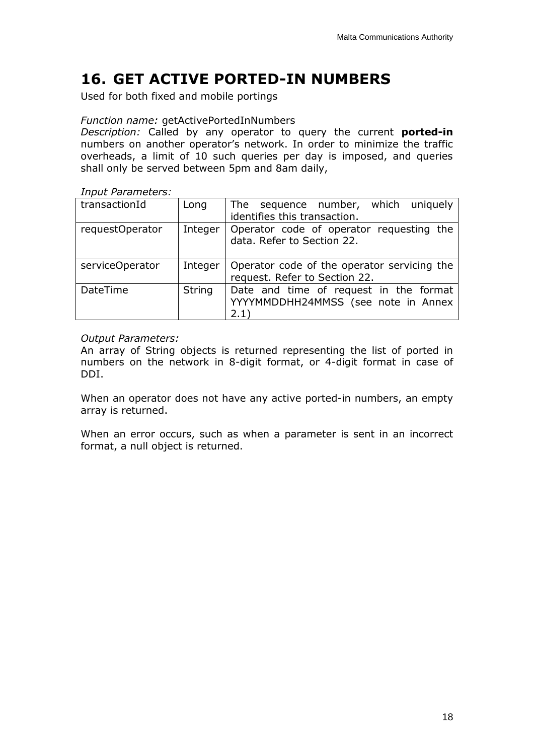# 16. GET ACTIVE PORTED-IN NUMBERS

Used for both fixed and mobile portings

*Function name:* getActivePortedInNumbers
*Description:* Called by any operator to query the current **ported-in** numbers on another operator's network. In order to minimize the traffic overheads, a limit of 10 such queries per day is imposed, and queries shall only be served between 5pm and 8am daily,

*Input Parameters:*

| | | |
|---|---|---|
| transactionId | Long | The sequence number, which uniquely identifies this transaction. |
| requestOperator | Integer | Operator code of operator requesting the data. Refer to Section 22. |
| serviceOperator | Integer | Operator code of the operator servicing the request. Refer to Section 22. |
| DateTime | String | Date and time of request in the format YYYYMMDDHH24MMSS (see note in Annex 2.1) |

*Output Parameters:*
An array of String objects is returned representing the list of ported in numbers on the network in 8-digit format, or 4-digit format in case of DDI.

When an operator does not have any active ported-in numbers, an empty array is returned.

When an error occurs, such as when a parameter is sent in an incorrect format, a null object is returned.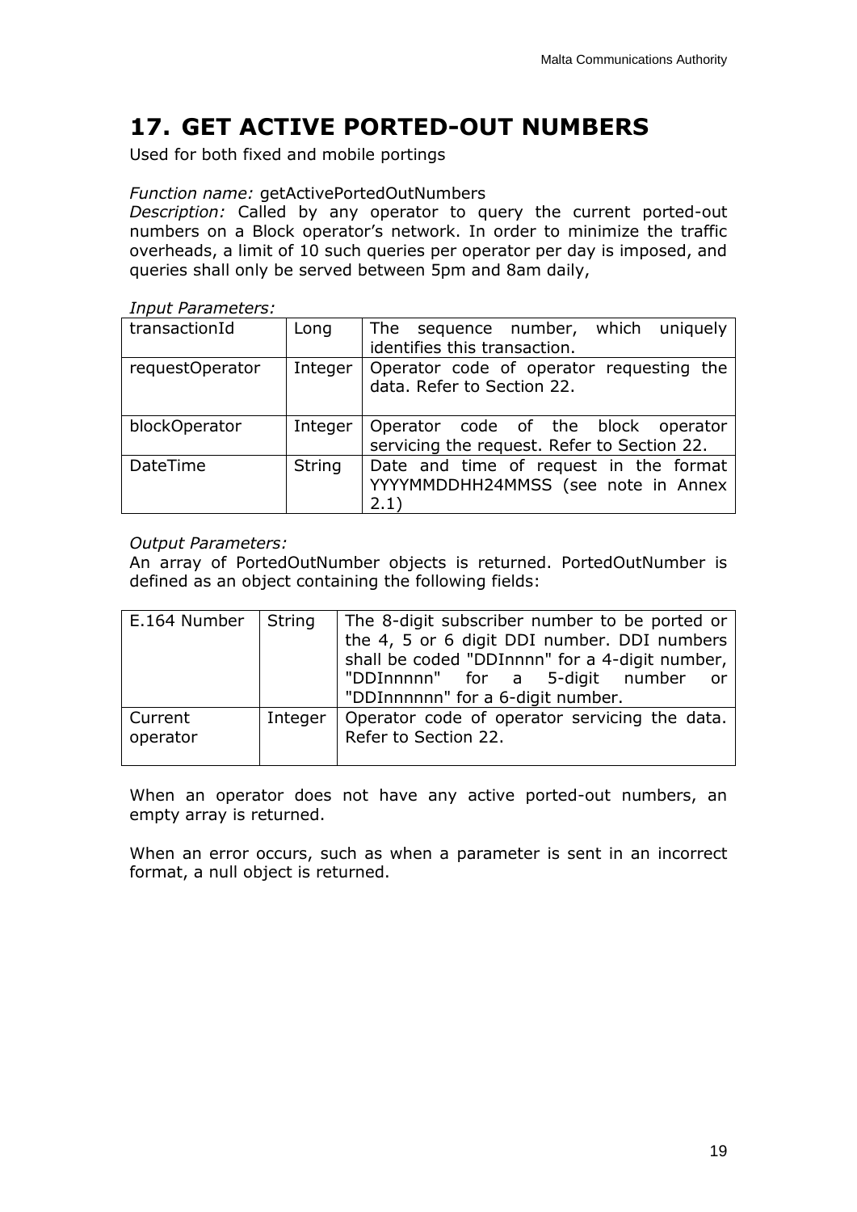# 17. GET ACTIVE PORTED-OUT NUMBERS

Used for both fixed and mobile portings

*Function name:* getActivePortedOutNumbers
*Description:* Called by any operator to query the current ported-out numbers on a Block operator's network. In order to minimize the traffic overheads, a limit of 10 such queries per operator per day is imposed, and queries shall only be served between 5pm and 8am daily,

*Input Parameters:*

| | | |
|---|---|---|
| transactionId | Long | The sequence number, which uniquely identifies this transaction. |
| requestOperator | Integer | Operator code of operator requesting the data. Refer to Section 22. |
| blockOperator | Integer | Operator code of the block operator servicing the request. Refer to Section 22. |
| DateTime | String | Date and time of request in the format YYYYMMDDHH24MMSS (see note in Annex 2.1) |

*Output Parameters:*
An array of PortedOutNumber objects is returned. PortedOutNumber is defined as an object containing the following fields:

| | | |
|---|---|---|
| E.164 Number | String | The 8-digit subscriber number to be ported or the 4, 5 or 6 digit DDI number. DDI numbers shall be coded "DDInnnn" for a 4-digit number, "DDInnnnn" for a 5-digit number or "DDInnnnnn" for a 6-digit number. |
| Current operator | Integer | Operator code of operator servicing the data. Refer to Section 22. |

When an operator does not have any active ported-out numbers, an empty array is returned.

When an error occurs, such as when a parameter is sent in an incorrect format, a null object is returned.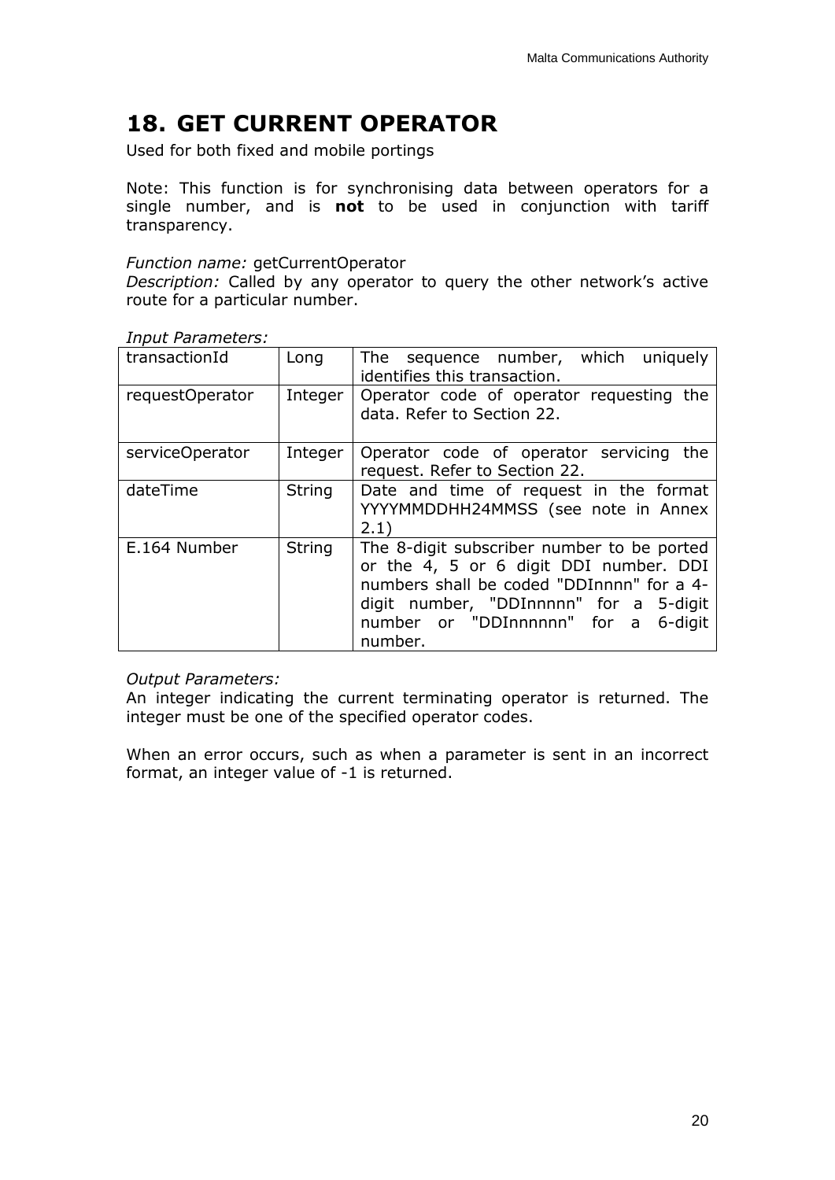# 18. GET CURRENT OPERATOR

Used for both fixed and mobile portings

Note: This function is for synchronising data between operators for a single number, and is **not** to be used in conjunction with tariff transparency.

*Function name:* getCurrentOperator
*Description:* Called by any operator to query the other network's active route for a particular number.

*Input Parameters:*

| | | |
|---|---|---|
| transactionId | Long | The sequence number, which uniquely identifies this transaction. |
| requestOperator | Integer | Operator code of operator requesting the data. Refer to Section 22. |
| serviceOperator | Integer | Operator code of operator servicing the request. Refer to Section 22. |
| dateTime | String | Date and time of request in the format YYYYMMDDHH24MMSS (see note in Annex 2.1) |
| E.164 Number | String | The 8-digit subscriber number to be ported or the 4, 5 or 6 digit DDI number. DDI numbers shall be coded "DDInnnn" for a 4-digit number, "DDInnnnn" for a 5-digit number or "DDInnnnnn" for a 6-digit number. |

*Output Parameters:*
An integer indicating the current terminating operator is returned. The integer must be one of the specified operator codes.

When an error occurs, such as when a parameter is sent in an incorrect format, an integer value of -1 is returned.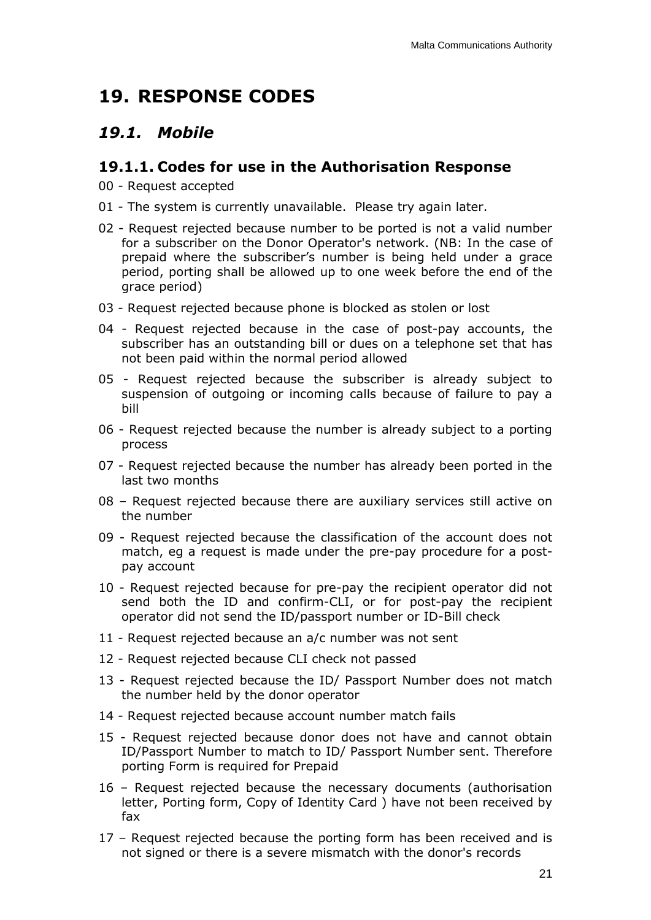# 19. RESPONSE CODES

## 19.1. Mobile

### 19.1.1. Codes for use in the Authorisation Response

00 - Request accepted

01 - The system is currently unavailable.  Please try again later.

02 - Request rejected because number to be ported is not a valid number for a subscriber on the Donor Operator's network. (NB: In the case of prepaid where the subscriber's number is being held under a grace period, porting shall be allowed up to one week before the end of the grace period)

03 - Request rejected because phone is blocked as stolen or lost

04 - Request rejected because in the case of post-pay accounts, the subscriber has an outstanding bill or dues on a telephone set that has not been paid within the normal period allowed

05 - Request rejected because the subscriber is already subject to suspension of outgoing or incoming calls because of failure to pay a bill

06 - Request rejected because the number is already subject to a porting process

07 - Request rejected because the number has already been ported in the last two months

08 – Request rejected because there are auxiliary services still active on the number

09 - Request rejected because the classification of the account does not match, eg a request is made under the pre-pay procedure for a post-pay account

10 - Request rejected because for pre-pay the recipient operator did not send both the ID and confirm-CLI, or for post-pay the recipient operator did not send the ID/passport number or ID-Bill check

11 - Request rejected because an a/c number was not sent

12 - Request rejected because CLI check not passed

13 - Request rejected because the ID/ Passport Number does not match the number held by the donor operator

14 - Request rejected because account number match fails

15 - Request rejected because donor does not have and cannot obtain ID/Passport Number to match to ID/ Passport Number sent. Therefore porting Form is required for Prepaid

16 – Request rejected because the necessary documents (authorisation letter, Porting form, Copy of Identity Card ) have not been received by fax

17 – Request rejected because the porting form has been received and is not signed or there is a severe mismatch with the donor's records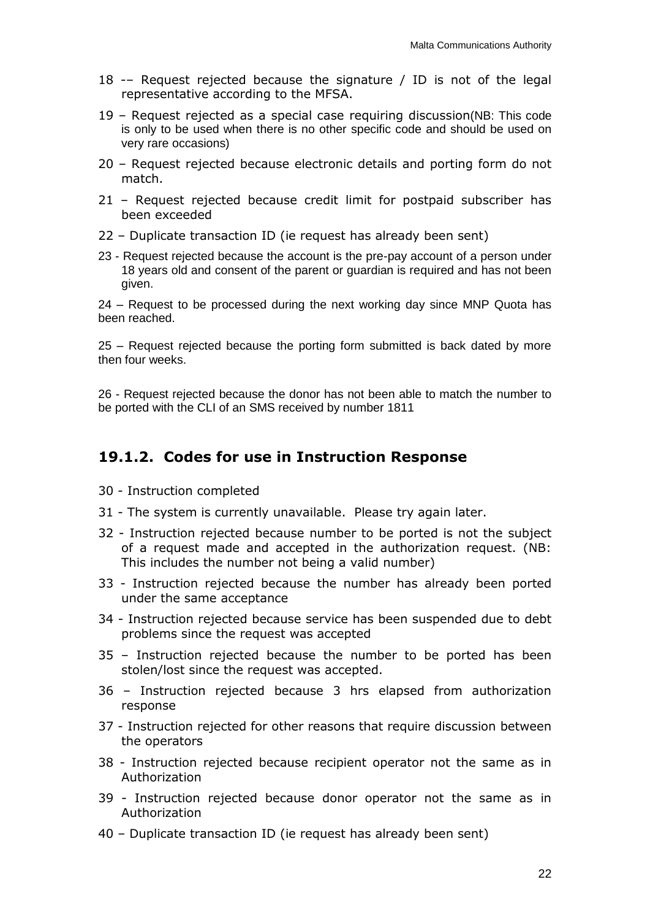18 -– Request rejected because the signature / ID is not of the legal representative according to the MFSA.

19 – Request rejected as a special case requiring discussion(NB: This code is only to be used when there is no other specific code and should be used on very rare occasions)

20 – Request rejected because electronic details and porting form do not match.

21 – Request rejected because credit limit for postpaid subscriber has been exceeded

22 – Duplicate transaction ID (ie request has already been sent)

23 - Request rejected because the account is the pre-pay account of a person under 18 years old and consent of the parent or guardian is required and has not been given.

24 – Request to be processed during the next working day since MNP Quota has been reached.

25 – Request rejected because the porting form submitted is back dated by more then four weeks.

26 - Request rejected because the donor has not been able to match the number to be ported with the CLI of an SMS received by number 1811

## 19.1.2. Codes for use in Instruction Response

30 - Instruction completed

31 - The system is currently unavailable. Please try again later.

32 - Instruction rejected because number to be ported is not the subject of a request made and accepted in the authorization request. (NB: This includes the number not being a valid number)

33 - Instruction rejected because the number has already been ported under the same acceptance

34 - Instruction rejected because service has been suspended due to debt problems since the request was accepted

35 – Instruction rejected because the number to be ported has been stolen/lost since the request was accepted.

36 – Instruction rejected because 3 hrs elapsed from authorization response

37 - Instruction rejected for other reasons that require discussion between the operators

38 - Instruction rejected because recipient operator not the same as in Authorization

39 - Instruction rejected because donor operator not the same as in Authorization

40 – Duplicate transaction ID (ie request has already been sent)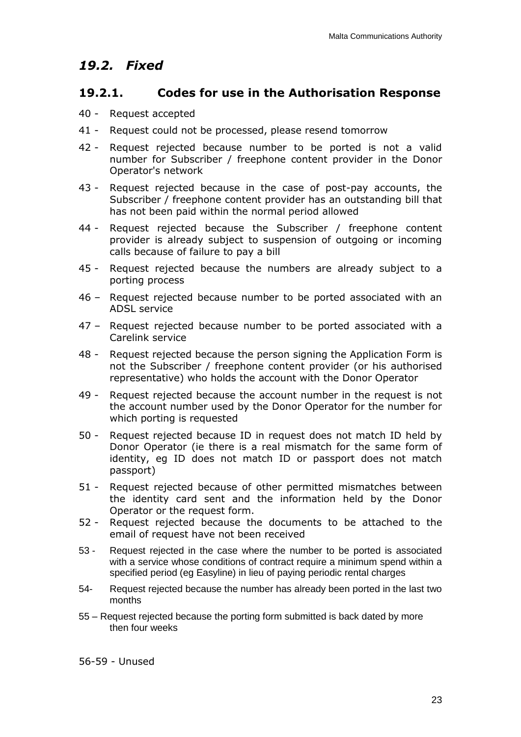## *19.2. Fixed*

### 19.2.1. Codes for use in the Authorisation Response

40 - Request accepted

41 - Request could not be processed, please resend tomorrow

42 - Request rejected because number to be ported is not a valid number for Subscriber / freephone content provider in the Donor Operator's network

43 - Request rejected because in the case of post-pay accounts, the Subscriber / freephone content provider has an outstanding bill that has not been paid within the normal period allowed

44 - Request rejected because the Subscriber / freephone content provider is already subject to suspension of outgoing or incoming calls because of failure to pay a bill

45 - Request rejected because the numbers are already subject to a porting process

46 – Request rejected because number to be ported associated with an ADSL service

47 – Request rejected because number to be ported associated with a Carelink service

48 - Request rejected because the person signing the Application Form is not the Subscriber / freephone content provider (or his authorised representative) who holds the account with the Donor Operator

49 - Request rejected because the account number in the request is not the account number used by the Donor Operator for the number for which porting is requested

50 - Request rejected because ID in request does not match ID held by Donor Operator (ie there is a real mismatch for the same form of identity, eg ID does not match ID or passport does not match passport)

51 - Request rejected because of other permitted mismatches between the identity card sent and the information held by the Donor Operator or the request form.

52 - Request rejected because the documents to be attached to the email of request have not been received

53 - Request rejected in the case where the number to be ported is associated with a service whose conditions of contract require a minimum spend within a specified period (eg Easyline) in lieu of paying periodic rental charges

54- Request rejected because the number has already been ported in the last two months

55 – Request rejected because the porting form submitted is back dated by more then four weeks

56-59 - Unused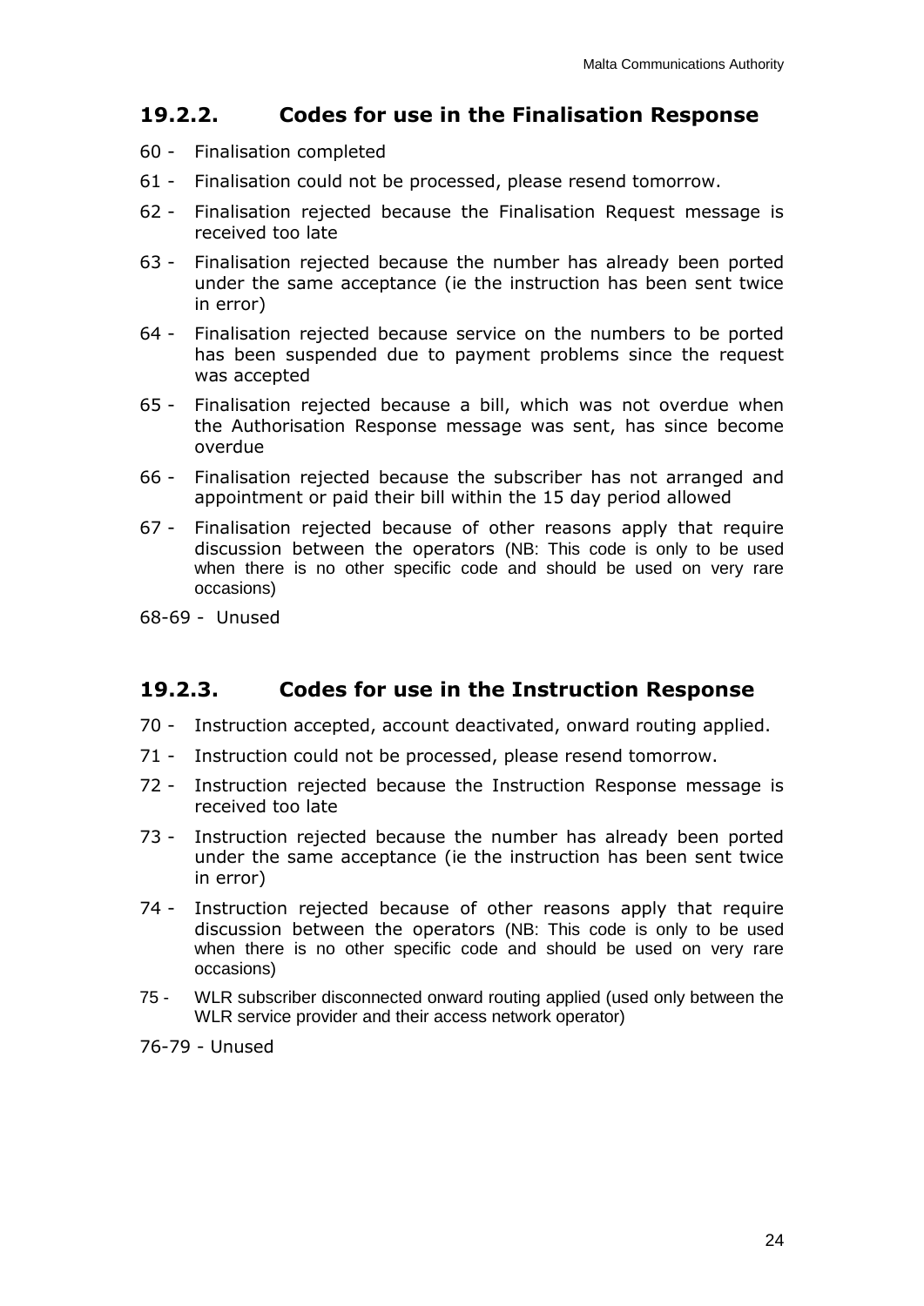### 19.2.2. Codes for use in the Finalisation Response

60 - Finalisation completed

61 - Finalisation could not be processed, please resend tomorrow.

62 - Finalisation rejected because the Finalisation Request message is received too late

63 - Finalisation rejected because the number has already been ported under the same acceptance (ie the instruction has been sent twice in error)

64 - Finalisation rejected because service on the numbers to be ported has been suspended due to payment problems since the request was accepted

65 - Finalisation rejected because a bill, which was not overdue when the Authorisation Response message was sent, has since become overdue

66 - Finalisation rejected because the subscriber has not arranged and appointment or paid their bill within the 15 day period allowed

67 - Finalisation rejected because of other reasons apply that require discussion between the operators (NB: This code is only to be used when there is no other specific code and should be used on very rare occasions)

68-69 - Unused

### 19.2.3. Codes for use in the Instruction Response

70 - Instruction accepted, account deactivated, onward routing applied.

71 - Instruction could not be processed, please resend tomorrow.

72 - Instruction rejected because the Instruction Response message is received too late

73 - Instruction rejected because the number has already been ported under the same acceptance (ie the instruction has been sent twice in error)

74 - Instruction rejected because of other reasons apply that require discussion between the operators (NB: This code is only to be used when there is no other specific code and should be used on very rare occasions)

75 - WLR subscriber disconnected onward routing applied (used only between the WLR service provider and their access network operator)

76-79 - Unused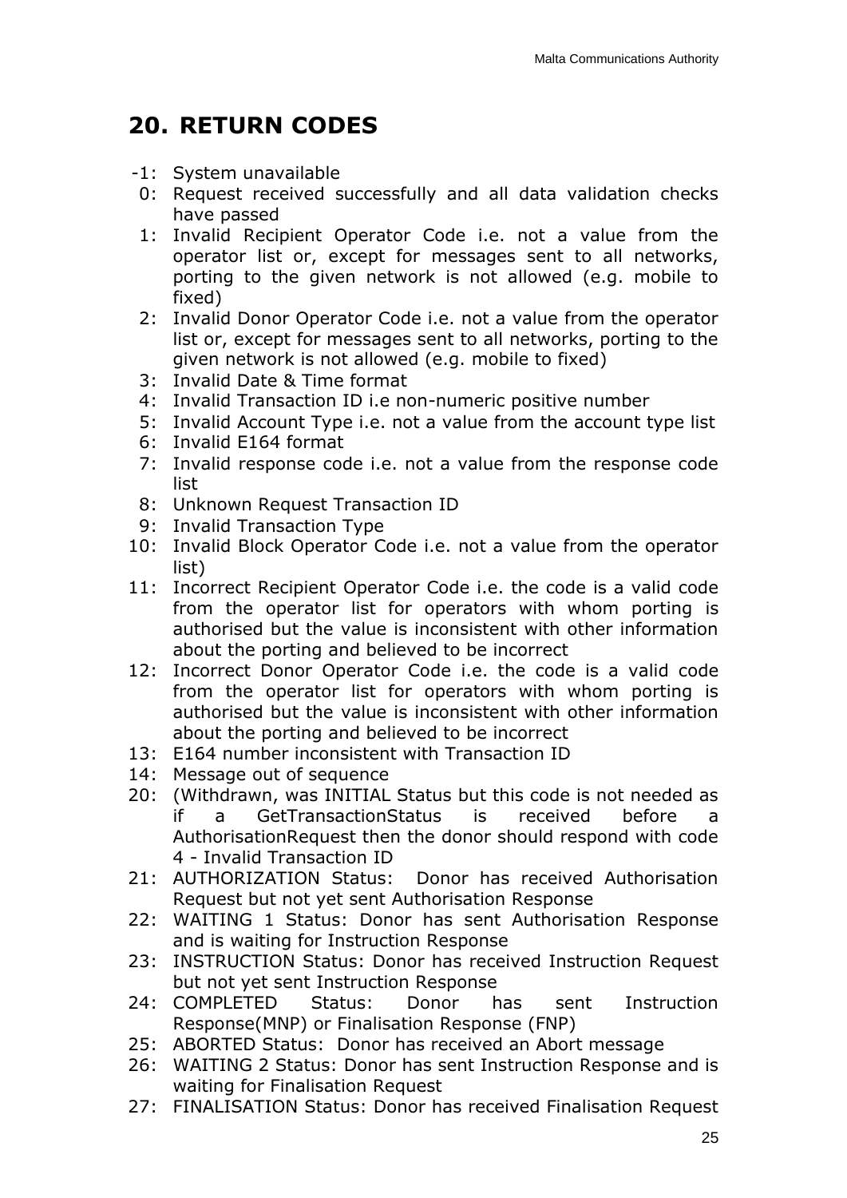# 20. RETURN CODES

- -1: System unavailable
- 0: Request received successfully and all data validation checks have passed
- 1: Invalid Recipient Operator Code i.e. not a value from the operator list or, except for messages sent to all networks, porting to the given network is not allowed (e.g. mobile to fixed)
- 2: Invalid Donor Operator Code i.e. not a value from the operator list or, except for messages sent to all networks, porting to the given network is not allowed (e.g. mobile to fixed)
- 3: Invalid Date & Time format
- 4: Invalid Transaction ID i.e non-numeric positive number
- 5: Invalid Account Type i.e. not a value from the account type list
- 6: Invalid E164 format
- 7: Invalid response code i.e. not a value from the response code list
- 8: Unknown Request Transaction ID
- 9: Invalid Transaction Type
- 10: Invalid Block Operator Code i.e. not a value from the operator list)
- 11: Incorrect Recipient Operator Code i.e. the code is a valid code from the operator list for operators with whom porting is authorised but the value is inconsistent with other information about the porting and believed to be incorrect
- 12: Incorrect Donor Operator Code i.e. the code is a valid code from the operator list for operators with whom porting is authorised but the value is inconsistent with other information about the porting and believed to be incorrect
- 13: E164 number inconsistent with Transaction ID
- 14: Message out of sequence
- 20: (Withdrawn, was INITIAL Status but this code is not needed as if a GetTransactionStatus is received before a AuthorisationRequest then the donor should respond with code 4 - Invalid Transaction ID
- 21: AUTHORIZATION Status: Donor has received Authorisation Request but not yet sent Authorisation Response
- 22: WAITING 1 Status: Donor has sent Authorisation Response and is waiting for Instruction Response
- 23: INSTRUCTION Status: Donor has received Instruction Request but not yet sent Instruction Response
- 24: COMPLETED Status: Donor has sent Instruction Response(MNP) or Finalisation Response (FNP)
- 25: ABORTED Status: Donor has received an Abort message
- 26: WAITING 2 Status: Donor has sent Instruction Response and is waiting for Finalisation Request
- 27: FINALISATION Status: Donor has received Finalisation Request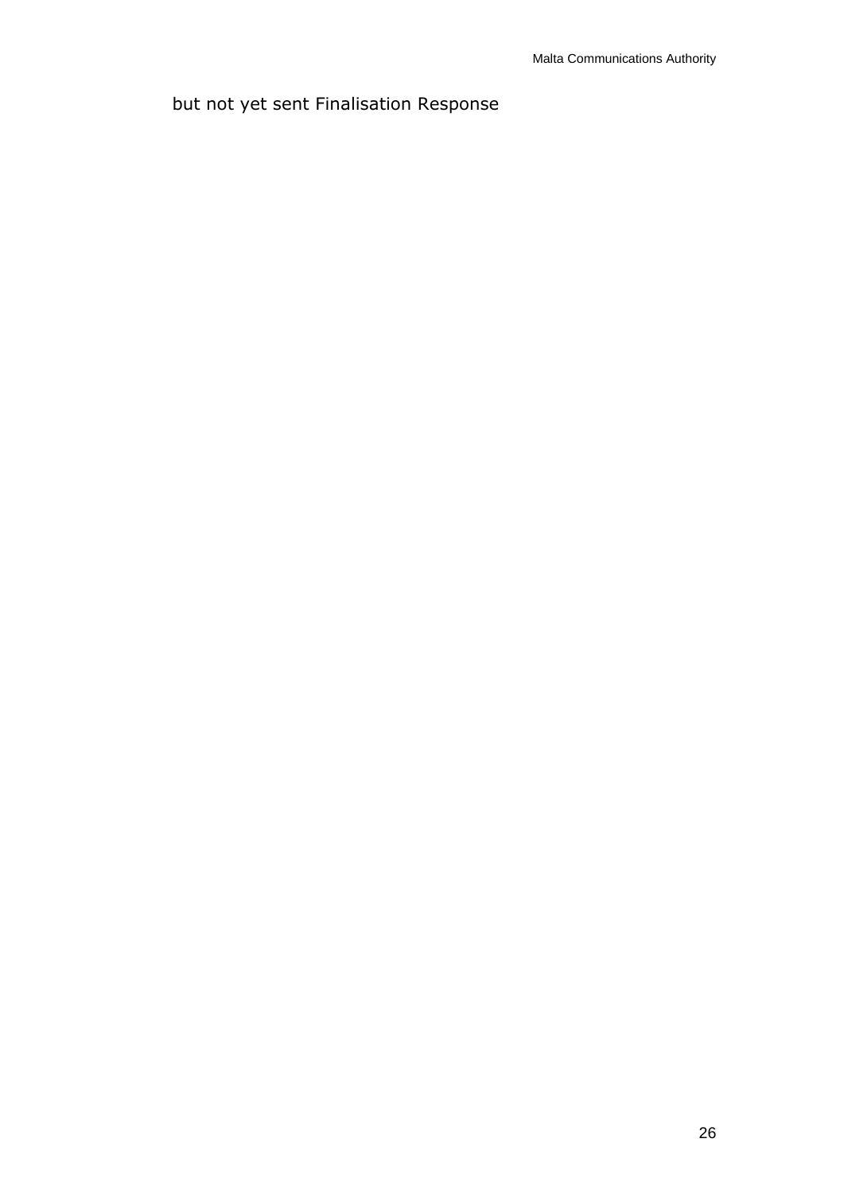but not yet sent Finalisation Response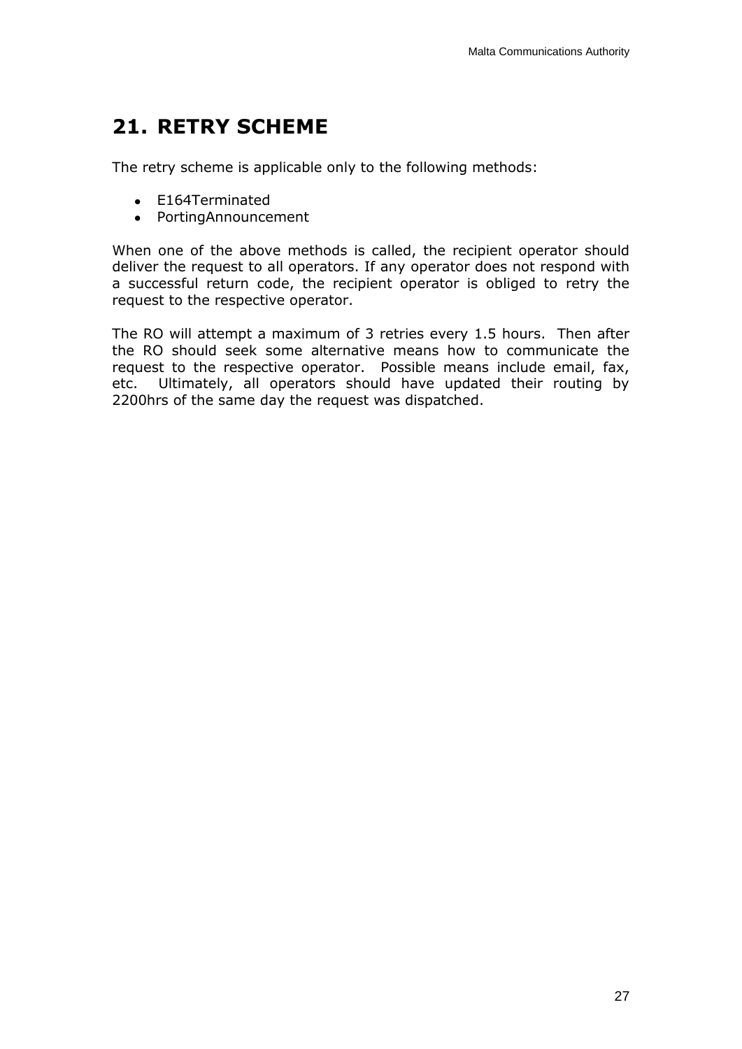## 21. RETRY SCHEME

The retry scheme is applicable only to the following methods:

- E164Terminated
- PortingAnnouncement

When one of the above methods is called, the recipient operator should deliver the request to all operators. If any operator does not respond with a successful return code, the recipient operator is obliged to retry the request to the respective operator.

The RO will attempt a maximum of 3 retries every 1.5 hours. Then after the RO should seek some alternative means how to communicate the request to the respective operator. Possible means include email, fax, etc. Ultimately, all operators should have updated their routing by 2200hrs of the same day the request was dispatched.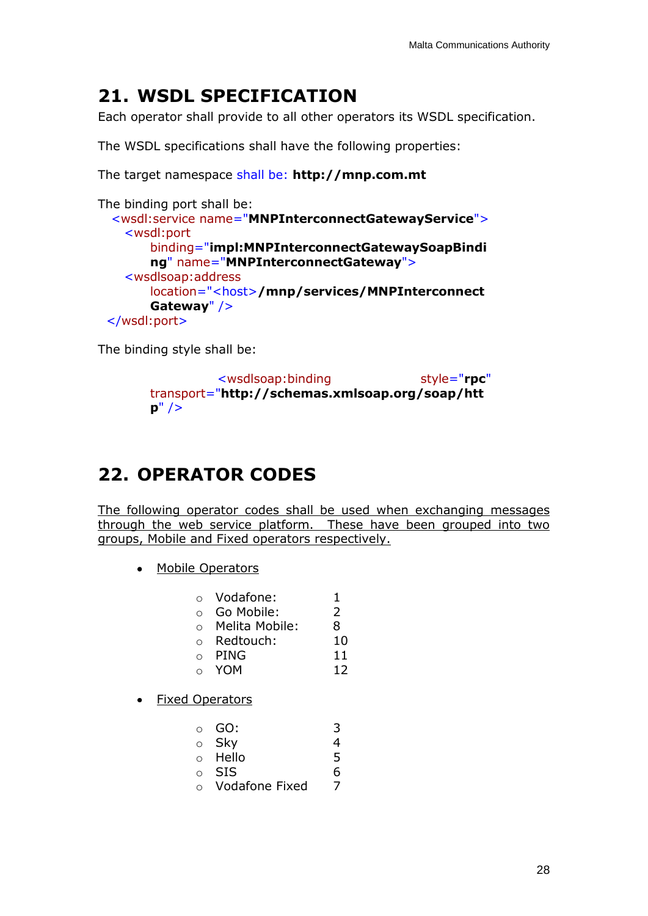## 21. WSDL SPECIFICATION

Each operator shall provide to all other operators its WSDL specification.

The WSDL specifications shall have the following properties:

The target namespace shall be: **http://mnp.com.mt**

The binding port shall be:

```
<wsdl:service name="MNPInterconnectGatewayService">
  <wsdl:port
      binding="impl:MNPInterconnectGatewaySoapBinding" name="MNPInterconnectGateway">
  <wsdlsoap:address
      location="<host>/mnp/services/MNPInterconnectGateway" />
</wsdl:port>
```

The binding style shall be:

```
<wsdlsoap:binding style="rpc"
transport="http://schemas.xmlsoap.org/soap/http" />
```

## 22. OPERATOR CODES

The following operator codes shall be used when exchanging messages through the web service platform. These have been grouped into two groups, Mobile and Fixed operators respectively.

- Mobile Operators
  - Vodafone: 1
  - Go Mobile: 2
  - Melita Mobile: 8
  - Redtouch: 10
  - PING 11
  - YOM 12
- Fixed Operators
  - GO: 3
  - Sky 4
  - Hello 5
  - SIS 6
  - Vodafone Fixed 7